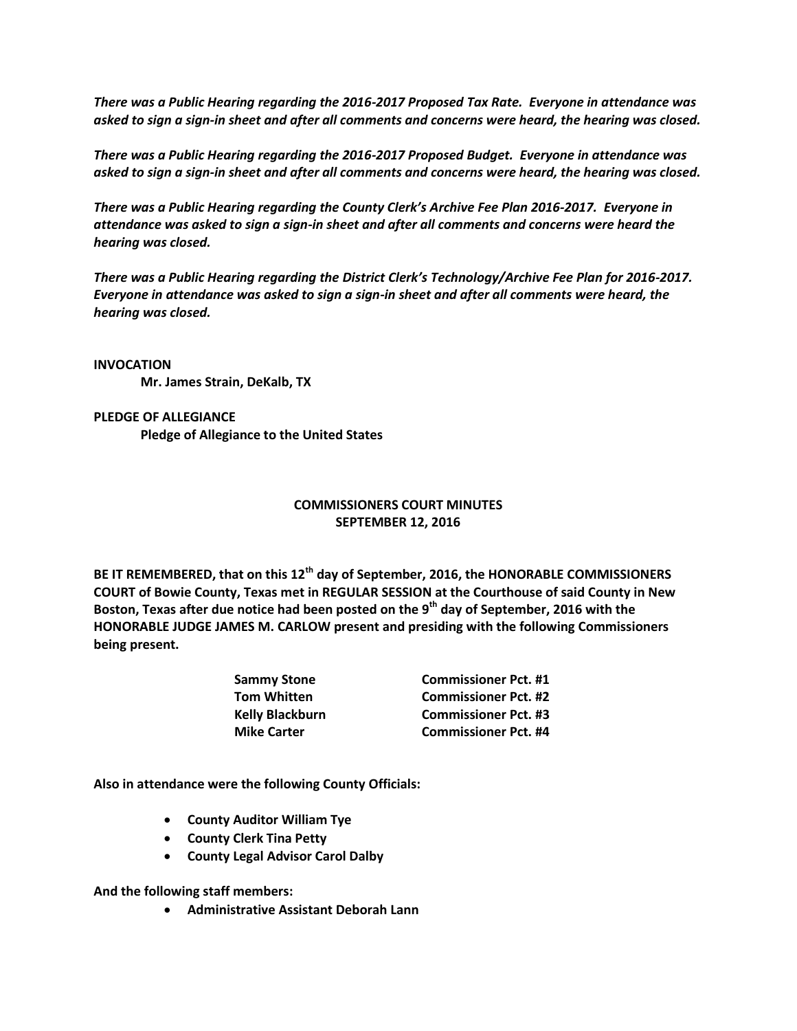***There was a Public Hearing regarding the 2016-2017 Proposed Tax Rate. Everyone in attendance was asked to sign a sign-in sheet and after all comments and concerns were heard, the hearing was closed.***

***There was a Public Hearing regarding the 2016-2017 Proposed Budget. Everyone in attendance was asked to sign a sign-in sheet and after all comments and concerns were heard, the hearing was closed.***

***There was a Public Hearing regarding the County Clerk's Archive Fee Plan 2016-2017. Everyone in attendance was asked to sign a sign-in sheet and after all comments and concerns were heard the hearing was closed.***

***There was a Public Hearing regarding the District Clerk's Technology/Archive Fee Plan for 2016-2017. Everyone in attendance was asked to sign a sign-in sheet and after all comments were heard, the hearing was closed.***

**INVOCATION**

**Mr. James Strain, DeKalb, TX**

**PLEDGE OF ALLEGIANCE**

**Pledge of Allegiance to the United States**

**COMMISSIONERS COURT MINUTES**
**SEPTEMBER 12, 2016**

**BE IT REMEMBERED, that on this 12th day of September, 2016, the HONORABLE COMMISSIONERS COURT of Bowie County, Texas met in REGULAR SESSION at the Courthouse of said County in New Boston, Texas after due notice had been posted on the 9th day of September, 2016 with the HONORABLE JUDGE JAMES M. CARLOW present and presiding with the following Commissioners being present.**

| | |
|---|---|
| **Sammy Stone** | **Commissioner Pct. #1** |
| **Tom Whitten** | **Commissioner Pct. #2** |
| **Kelly Blackburn** | **Commissioner Pct. #3** |
| **Mike Carter** | **Commissioner Pct. #4** |

**Also in attendance were the following County Officials:**

- **County Auditor William Tye**
- **County Clerk Tina Petty**
- **County Legal Advisor Carol Dalby**

**And the following staff members:**

- **Administrative Assistant Deborah Lann**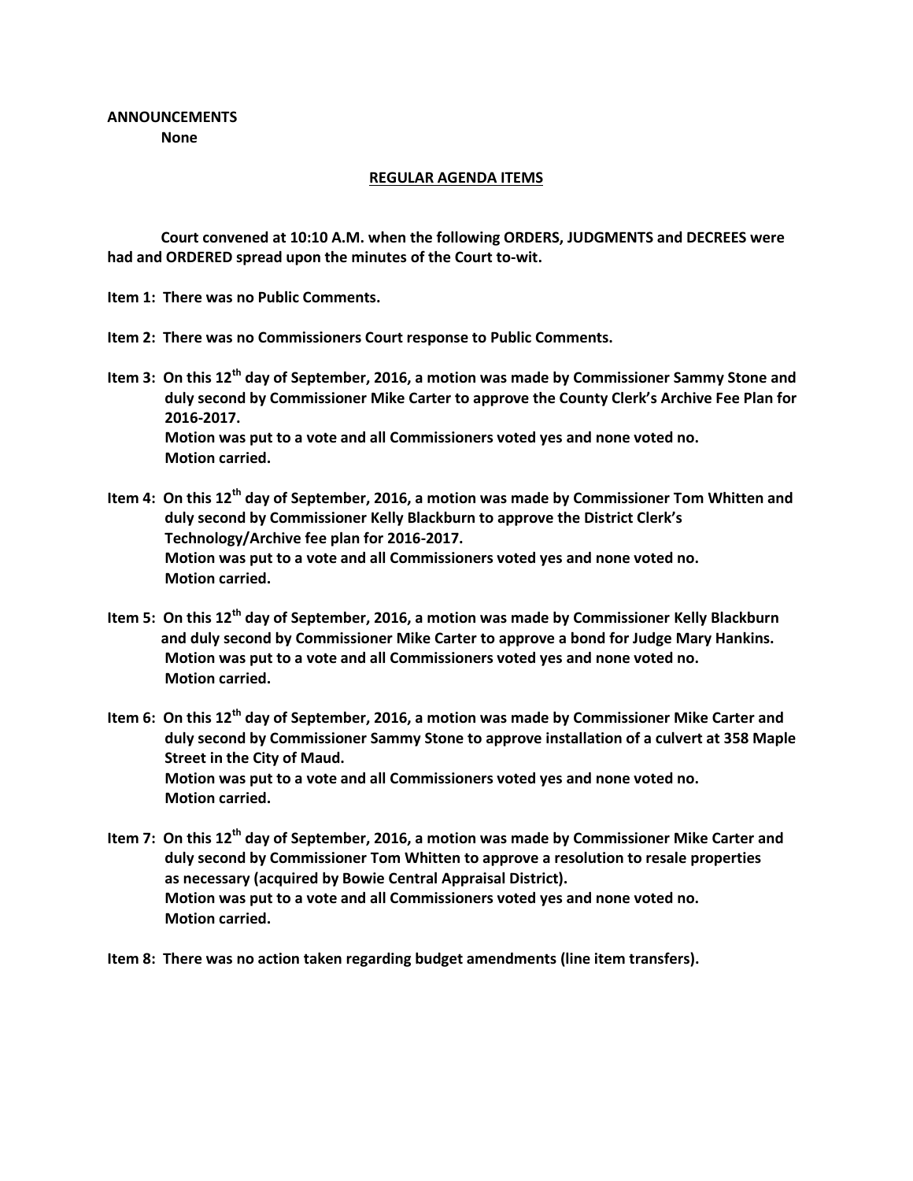**ANNOUNCEMENTS**

**None**

**REGULAR AGENDA ITEMS**

**Court convened at 10:10 A.M. when the following ORDERS, JUDGMENTS and DECREES were had and ORDERED spread upon the minutes of the Court to-wit.**

**Item 1: There was no Public Comments.**

**Item 2: There was no Commissioners Court response to Public Comments.**

**Item 3: On this 12th day of September, 2016, a motion was made by Commissioner Sammy Stone and duly second by Commissioner Mike Carter to approve the County Clerk's Archive Fee Plan for 2016-2017.**
**Motion was put to a vote and all Commissioners voted yes and none voted no.**
**Motion carried.**

**Item 4: On this 12th day of September, 2016, a motion was made by Commissioner Tom Whitten and duly second by Commissioner Kelly Blackburn to approve the District Clerk's Technology/Archive fee plan for 2016-2017.**
**Motion was put to a vote and all Commissioners voted yes and none voted no.**
**Motion carried.**

**Item 5: On this 12th day of September, 2016, a motion was made by Commissioner Kelly Blackburn and duly second by Commissioner Mike Carter to approve a bond for Judge Mary Hankins.**
**Motion was put to a vote and all Commissioners voted yes and none voted no.**
**Motion carried.**

**Item 6: On this 12th day of September, 2016, a motion was made by Commissioner Mike Carter and duly second by Commissioner Sammy Stone to approve installation of a culvert at 358 Maple Street in the City of Maud.**
**Motion was put to a vote and all Commissioners voted yes and none voted no.**
**Motion carried.**

**Item 7: On this 12th day of September, 2016, a motion was made by Commissioner Mike Carter and duly second by Commissioner Tom Whitten to approve a resolution to resale properties as necessary (acquired by Bowie Central Appraisal District).**
**Motion was put to a vote and all Commissioners voted yes and none voted no.**
**Motion carried.**

**Item 8: There was no action taken regarding budget amendments (line item transfers).**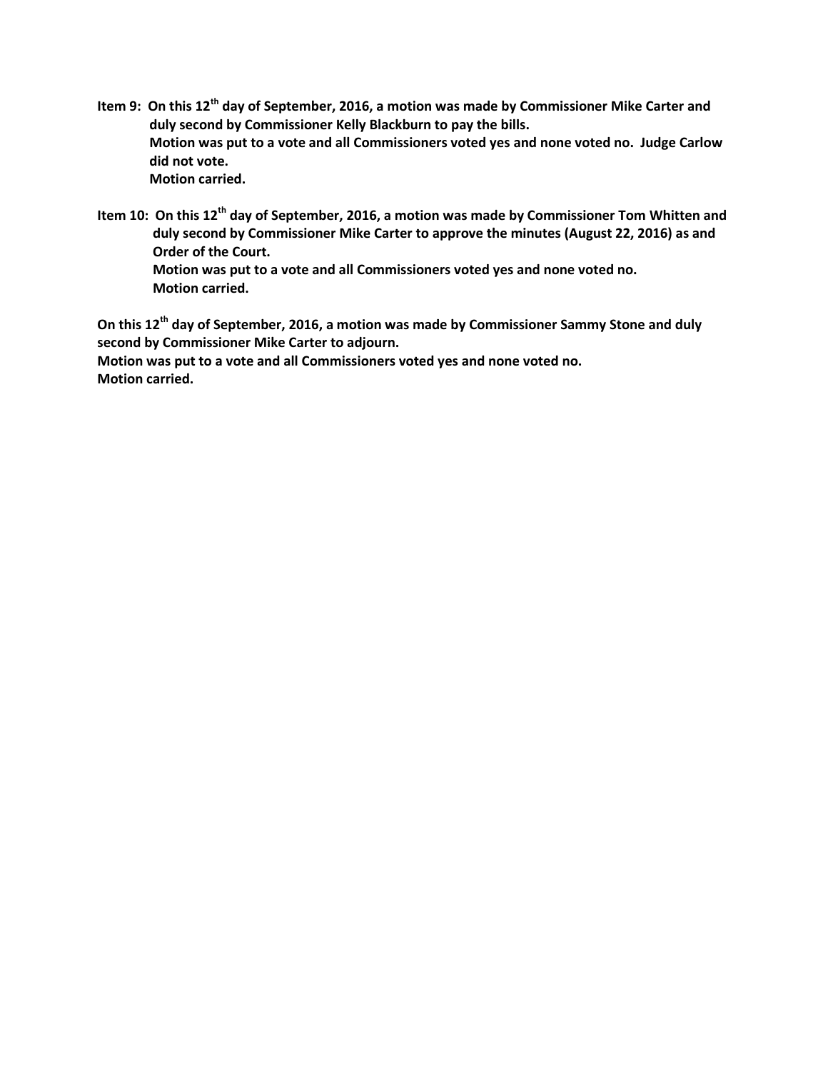**Item 9: On this 12th day of September, 2016, a motion was made by Commissioner Mike Carter and duly second by Commissioner Kelly Blackburn to pay the bills.**
**Motion was put to a vote and all Commissioners voted yes and none voted no. Judge Carlow did not vote.**
**Motion carried.**

**Item 10: On this 12th day of September, 2016, a motion was made by Commissioner Tom Whitten and duly second by Commissioner Mike Carter to approve the minutes (August 22, 2016) as and Order of the Court.**
**Motion was put to a vote and all Commissioners voted yes and none voted no.**
**Motion carried.**

**On this 12th day of September, 2016, a motion was made by Commissioner Sammy Stone and duly second by Commissioner Mike Carter to adjourn.**
**Motion was put to a vote and all Commissioners voted yes and none voted no.**
**Motion carried.**